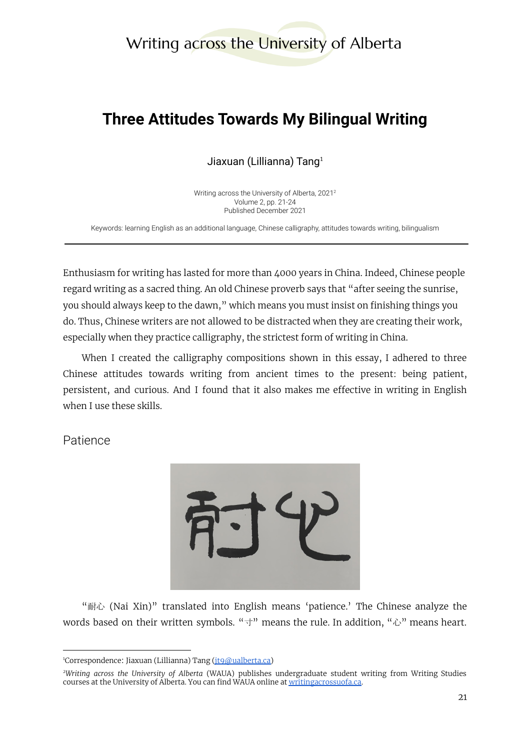# Three Attitudes Towards My Bilingual Writing

Jiaxuan (Lillianna) Tang[1]

Writing across the University of Alberta, 2021[2]
Volume 2, pp. 21-24
Published December 2021

Keywords: learning English as an additional language, Chinese calligraphy, attitudes towards writing, bilingualism

---

Enthusiasm for writing has lasted for more than 4000 years in China. Indeed, Chinese people regard writing as a sacred thing. An old Chinese proverb says that "after seeing the sunrise, you should always keep to the dawn," which means you must insist on finishing things you do. Thus, Chinese writers are not allowed to be distracted when they are creating their work, especially when they practice calligraphy, the strictest form of writing in China.

When I created the calligraphy compositions shown in this essay, I adhered to three Chinese attitudes towards writing from ancient times to the present: being patient, persistent, and curious. And I found that it also makes me effective in writing in English when I use these skills.

## Patience

"耐心 (Nai Xin)" translated into English means 'patience.' The Chinese analyze the words based on their written symbols. "寸" means the rule. In addition, "心" means heart.

---

[1]Correspondence: Jiaxuan (Lillianna) Tang (jt9@ualberta.ca)

[2]*Writing across the University of Alberta* (WAUA) publishes undergraduate student writing from Writing Studies courses at the University of Alberta. You can find WAUA online at writingacrossuofa.ca.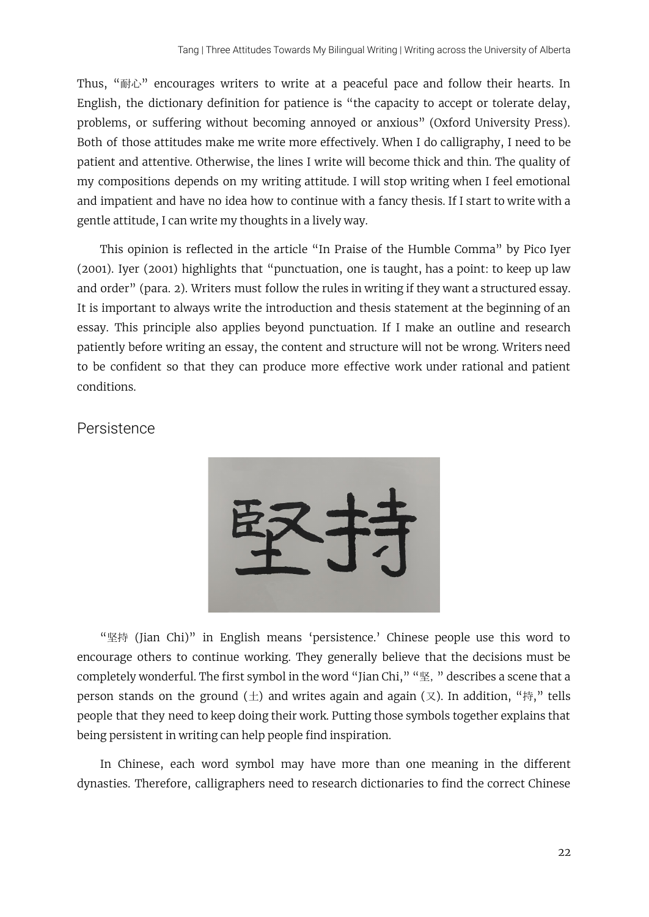Thus, "耐心" encourages writers to write at a peaceful pace and follow their hearts. In English, the dictionary definition for patience is "the capacity to accept or tolerate delay, problems, or suffering without becoming annoyed or anxious" (Oxford University Press). Both of those attitudes make me write more effectively. When I do calligraphy, I need to be patient and attentive. Otherwise, the lines I write will become thick and thin. The quality of my compositions depends on my writing attitude. I will stop writing when I feel emotional and impatient and have no idea how to continue with a fancy thesis. If I start to write with a gentle attitude, I can write my thoughts in a lively way.

This opinion is reflected in the article "In Praise of the Humble Comma" by Pico Iyer (2001). Iyer (2001) highlights that "punctuation, one is taught, has a point: to keep up law and order" (para. 2). Writers must follow the rules in writing if they want a structured essay. It is important to always write the introduction and thesis statement at the beginning of an essay. This principle also applies beyond punctuation. If I make an outline and research patiently before writing an essay, the content and structure will not be wrong. Writers need to be confident so that they can produce more effective work under rational and patient conditions.

## Persistence

"坚持 (Jian Chi)" in English means 'persistence.' Chinese people use this word to encourage others to continue working. They generally believe that the decisions must be completely wonderful. The first symbol in the word "Jian Chi," "坚，" describes a scene that a person stands on the ground (土) and writes again and again (又). In addition, "持," tells people that they need to keep doing their work. Putting those symbols together explains that being persistent in writing can help people find inspiration.

In Chinese, each word symbol may have more than one meaning in the different dynasties. Therefore, calligraphers need to research dictionaries to find the correct Chinese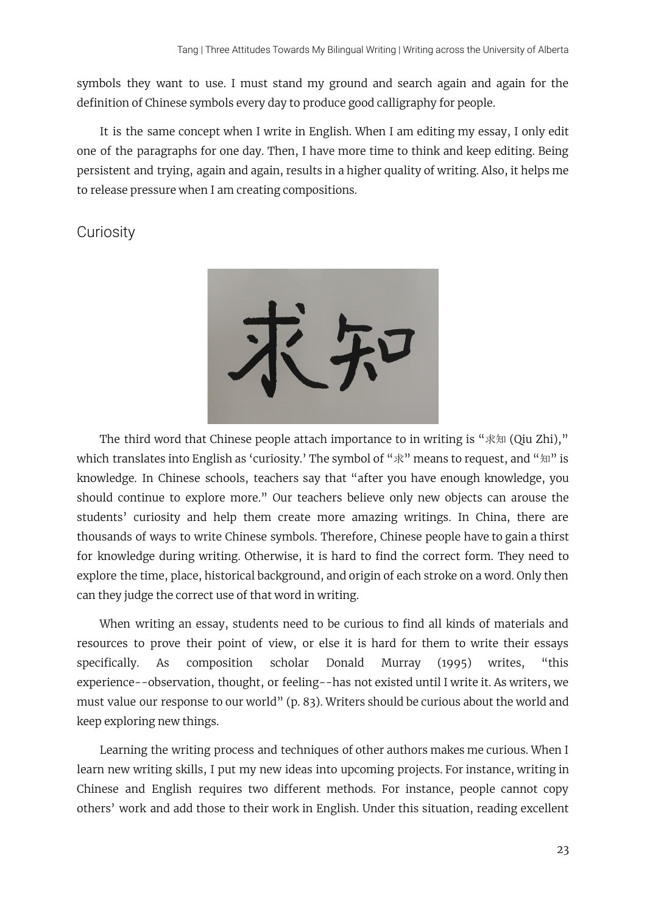symbols they want to use. I must stand my ground and search again and again for the definition of Chinese symbols every day to produce good calligraphy for people.

It is the same concept when I write in English. When I am editing my essay, I only edit one of the paragraphs for one day. Then, I have more time to think and keep editing. Being persistent and trying, again and again, results in a higher quality of writing. Also, it helps me to release pressure when I am creating compositions.

## Curiosity

The third word that Chinese people attach importance to in writing is "求知 (Qiu Zhi)," which translates into English as 'curiosity.' The symbol of "求" means to request, and "知" is knowledge. In Chinese schools, teachers say that "after you have enough knowledge, you should continue to explore more." Our teachers believe only new objects can arouse the students' curiosity and help them create more amazing writings. In China, there are thousands of ways to write Chinese symbols. Therefore, Chinese people have to gain a thirst for knowledge during writing. Otherwise, it is hard to find the correct form. They need to explore the time, place, historical background, and origin of each stroke on a word. Only then can they judge the correct use of that word in writing.

When writing an essay, students need to be curious to find all kinds of materials and resources to prove their point of view, or else it is hard for them to write their essays specifically. As composition scholar Donald Murray (1995) writes, "this experience--observation, thought, or feeling--has not existed until I write it. As writers, we must value our response to our world" (p. 83). Writers should be curious about the world and keep exploring new things.

Learning the writing process and techniques of other authors makes me curious. When I learn new writing skills, I put my new ideas into upcoming projects. For instance, writing in Chinese and English requires two different methods. For instance, people cannot copy others' work and add those to their work in English. Under this situation, reading excellent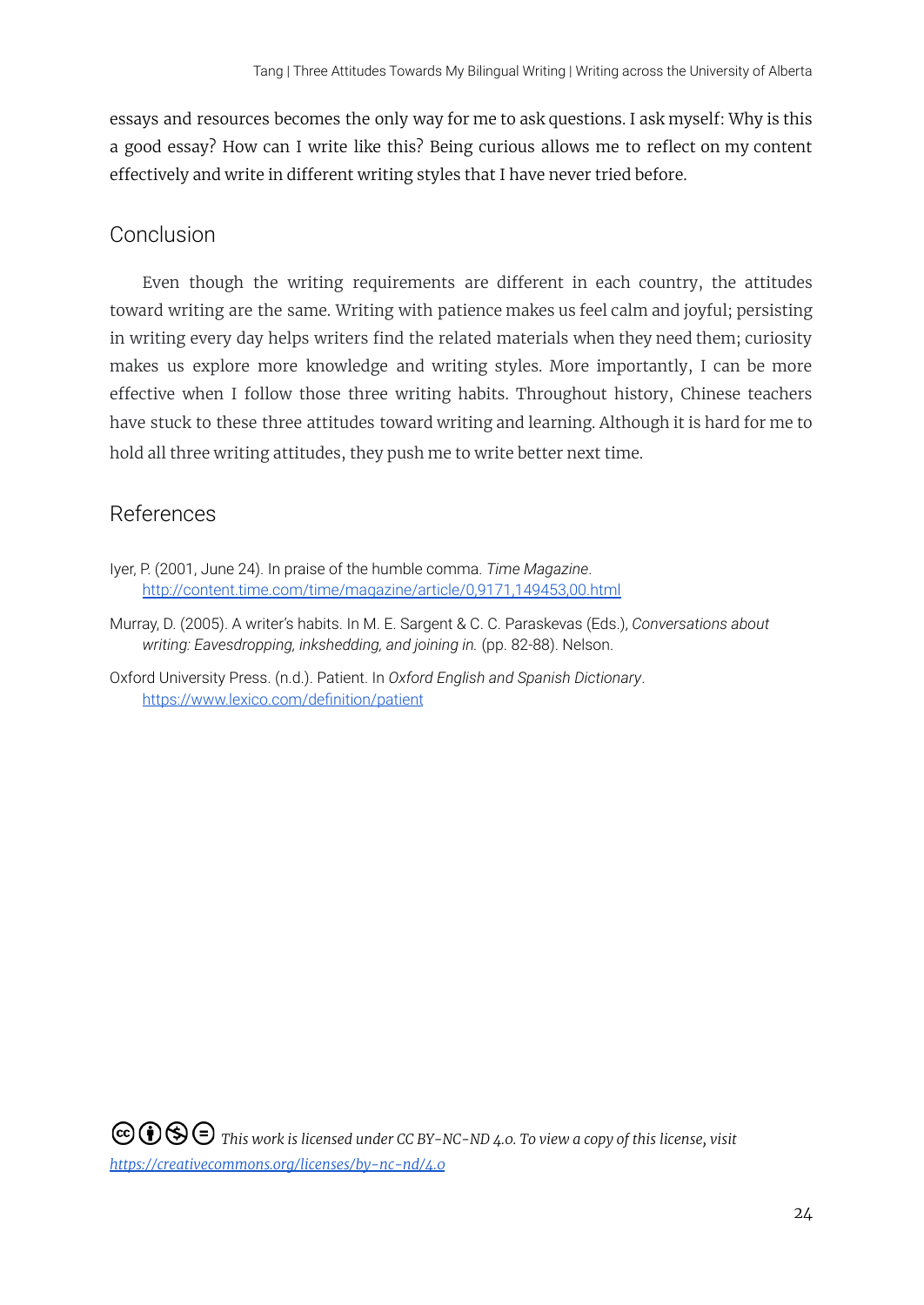essays and resources becomes the only way for me to ask questions. I ask myself: Why is this a good essay? How can I write like this? Being curious allows me to reflect on my content effectively and write in different writing styles that I have never tried before.

## Conclusion

Even though the writing requirements are different in each country, the attitudes toward writing are the same. Writing with patience makes us feel calm and joyful; persisting in writing every day helps writers find the related materials when they need them; curiosity makes us explore more knowledge and writing styles. More importantly, I can be more effective when I follow those three writing habits. Throughout history, Chinese teachers have stuck to these three attitudes toward writing and learning. Although it is hard for me to hold all three writing attitudes, they push me to write better next time.

## References

Iyer, P. (2001, June 24). In praise of the humble comma. *Time Magazine*. http://content.time.com/time/magazine/article/0,9171,149453,00.html

Murray, D. (2005). A writer's habits. In M. E. Sargent & C. C. Paraskevas (Eds.), *Conversations about writing: Eavesdropping, inkshedding, and joining in.* (pp. 82-88). Nelson.

Oxford University Press. (n.d.). Patient. In *Oxford English and Spanish Dictionary*. https://www.lexico.com/definition/patient

*This work is licensed under CC BY-NC-ND 4.0. To view a copy of this license, visit https://creativecommons.org/licenses/by-nc-nd/4.0*